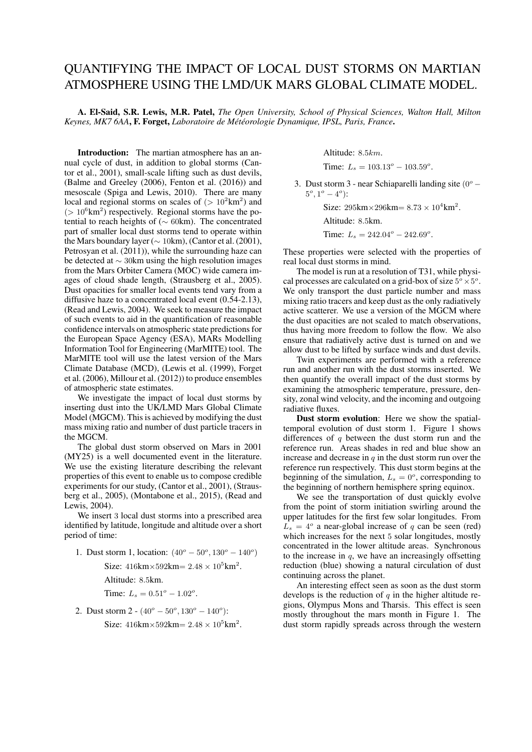# QUANTIFYING THE IMPACT OF LOCAL DUST STORMS ON MARTIAN ATMOSPHERE USING THE LMD/UK MARS GLOBAL CLIMATE MODEL.

**A. El-Said, S.R. Lewis, M.R. Patel,** *The Open University, School of Physical Sciences, Walton Hall, Milton Keynes, MK7 6AA*, **F. Forget,** *Laboratoire de Météorologie Dynamique, IPSL, Paris, France*.

**Introduction:** The martian atmosphere has an annual cycle of dust, in addition to global storms (Cantor et al., 2001), small-scale lifting such as dust devils, (Balme and Greeley (2006), Fenton et al. (2016)) and mesoscale (Spiga and Lewis, 2010). There are many local and regional storms on scales of ($> 10^2$km$^2$) and ($> 10^6$km$^2$) respectively. Regional storms have the potential to reach heights of ($\sim$ 60km). The concentrated part of smaller local dust storms tend to operate within the Mars boundary layer ($\sim$ 10km), (Cantor et al. (2001), Petrosyan et al. (2011)), while the surrounding haze can be detected at $\sim$ 30km using the high resolution images from the Mars Orbiter Camera (MOC) wide camera images of cloud shade length, (Strausberg et al., 2005). Dust opacities for smaller local events tend vary from a diffusive haze to a concentrated local event (0.54-2.13), (Read and Lewis, 2004). We seek to measure the impact of such events to aid in the quantification of reasonable confidence intervals on atmospheric state predictions for the European Space Agency (ESA), MARs Modelling Information Tool for Engineering (MarMITE) tool. The MarMITE tool will use the latest version of the Mars Climate Database (MCD), (Lewis et al. (1999), Forget et al. (2006), Millour et al. (2012)) to produce ensembles of atmospheric state estimates.

We investigate the impact of local dust storms by inserting dust into the UK/LMD Mars Global Climate Model (MGCM). This is achieved by modifying the dust mass mixing ratio and number of dust particle tracers in the MGCM.

The global dust storm observed on Mars in 2001 (MY25) is a well documented event in the literature. We use the existing literature describing the relevant properties of this event to enable us to compose credible experiments for our study, (Cantor et al., 2001), (Strausberg et al., 2005), (Montabone et al., 2015), (Read and Lewis, 2004).

We insert 3 local dust storms into a prescribed area identified by latitude, longitude and altitude over a short period of time:

1. Dust storm 1, location: $(40^o - 50^o, 130^o - 140^o)$

   Size: 416km×592km$= 2.48 \times 10^5$km$^2$.

   Altitude: 8.5km.

   Time: $L_s = 0.51^o - 1.02^o$.

2. Dust storm 2 - $(40^o - 50^o, 130^o - 140^o)$:

   Size: 416km×592km$= 2.48 \times 10^5$km$^2$.

   Altitude: $8.5km$.

   Time: $L_s = 103.13^o - 103.59^o$.

3. Dust storm 3 - near Schiaparelli landing site $(0^o - 5^o, 1^o - 4^o)$:

   Size: 295km×296km$= 8.73 \times 10^4$km$^2$.

   Altitude: 8.5km.

   Time: $L_s = 242.04^o - 242.69^o$.

These properties were selected with the properties of real local dust storms in mind.

The model is run at a resolution of T31, while physical processes are calculated on a grid-box of size $5^o \times 5^o$. We only transport the dust particle number and mass mixing ratio tracers and keep dust as the only radiatively active scatterer. We use a version of the MGCM where the dust opacities are not scaled to match observations, thus having more freedom to follow the flow. We also ensure that radiatively active dust is turned on and we allow dust to be lifted by surface winds and dust devils.

Twin experiments are performed with a reference run and another run with the dust storms inserted. We then quantify the overall impact of the dust storms by examining the atmospheric temperature, pressure, density, zonal wind velocity, and the incoming and outgoing radiative fluxes.

**Dust storm evolution**: Here we show the spatial-temporal evolution of dust storm 1. Figure 1 shows differences of $q$ between the dust storm run and the reference run. Areas shades in red and blue show an increase and decrease in $q$ in the dust storm run over the reference run respectively. This dust storm begins at the beginning of the simulation, $L_s = 0^o$, corresponding to the beginning of northern hemisphere spring equinox.

We see the transportation of dust quickly evolve from the point of storm initiation swirling around the upper latitudes for the first few solar longitudes. From $L_s = 4^o$ a near-global increase of $q$ can be seen (red) which increases for the next 5 solar longitudes, mostly concentrated in the lower altitude areas. Synchronous to the increase in $q$, we have an increasingly offsetting reduction (blue) showing a natural circulation of dust continuing across the planet.

An interesting effect seen as soon as the dust storm develops is the reduction of $q$ in the higher altitude regions, Olympus Mons and Tharsis. This effect is seen mostly throughout the mars month in Figure 1. The dust storm rapidly spreads across through the western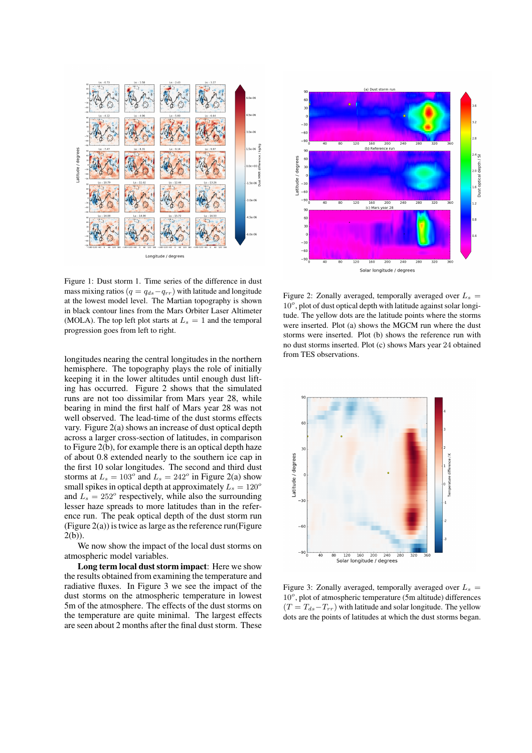Figure 1: Dust storm 1. Time series of the difference in dust mass mixing ratios ($q = q_{ds} - q_{rr}$) with latitude and longitude at the lowest model level. The Martian topography is shown in black contour lines from the Mars Orbiter Laser Altimeter (MOLA). The top left plot starts at $L_s = 1$ and the temporal progression goes from left to right.

longitudes nearing the central longitudes in the northern hemisphere. The topography plays the role of initially keeping it in the lower altitudes until enough dust lifting has occurred. Figure 2 shows that the simulated runs are not too dissimilar from Mars year 28, while bearing in mind the first half of Mars year 28 was not well observed. The lead-time of the dust storms effects vary. Figure 2(a) shows an increase of dust optical depth across a larger cross-section of latitudes, in comparison to Figure 2(b), for example there is an optical depth haze of about 0.8 extended nearly to the southern ice cap in the first 10 solar longitudes. The second and third dust storms at $L_s = 103^o$ and $L_s = 242^o$ in Figure 2(a) show small spikes in optical depth at approximately $L_s = 120^o$ and $L_s = 252^o$ respectively, while also the surrounding lesser haze spreads to more latitudes than in the reference run. The peak optical depth of the dust storm run (Figure 2(a)) is twice as large as the reference run(Figure 2(b)).

We now show the impact of the local dust storms on atmospheric model variables.

**Long term local dust storm impact**: Here we show the results obtained from examining the temperature and radiative fluxes. In Figure 3 we see the impact of the dust storms on the atmospheric temperature in lowest 5m of the atmosphere. The effects of the dust storms on the temperature are quite minimal. The largest effects are seen about 2 months after the final dust storm. These

Figure 2: Zonally averaged, temporally averaged over $L_s = 10^o$, plot of dust optical depth with latitude against solar longitude. The yellow dots are the latitude points where the storms were inserted. Plot (a) shows the MGCM run where the dust storms were inserted. Plot (b) shows the reference run with no dust storms inserted. Plot (c) shows Mars year 24 obtained from TES observations.

Figure 3: Zonally averaged, temporally averaged over $L_s = 10^o$, plot of atmospheric temperature (5m altitude) differences ($T = T_{ds} - T_{rr}$) with latitude and solar longitude. The yellow dots are the points of latitudes at which the dust storms began.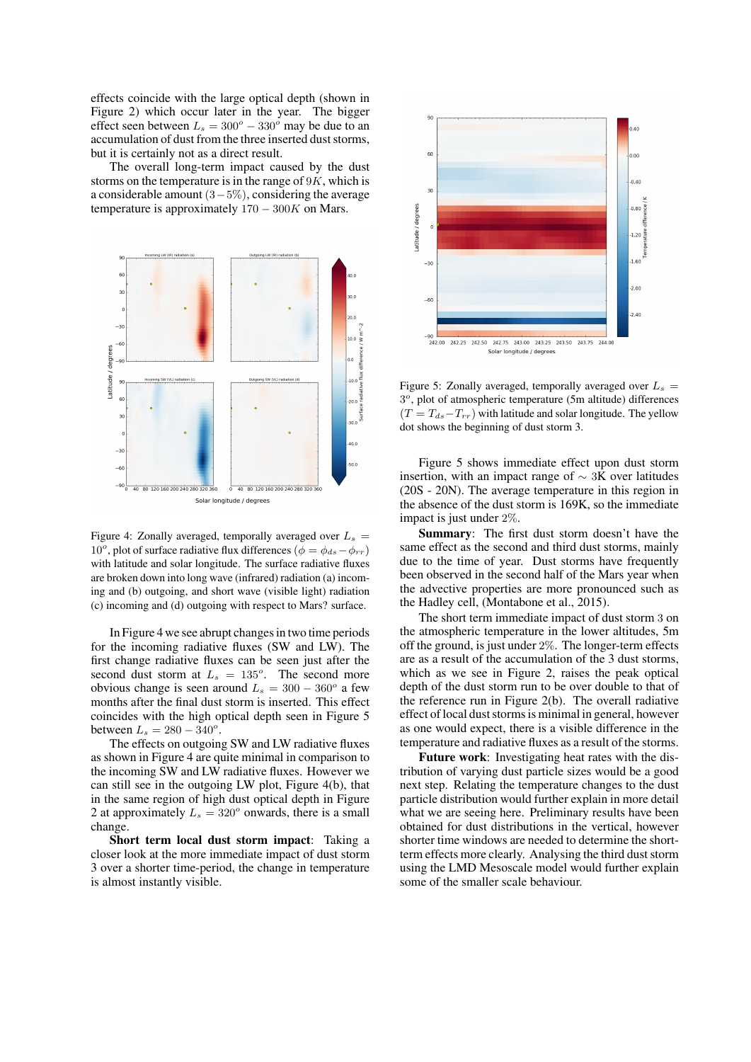effects coincide with the large optical depth (shown in Figure 2) which occur later in the year. The bigger effect seen between $L_s = 300^o - 330^o$ may be due to an accumulation of dust from the three inserted dust storms, but it is certainly not as a direct result.

The overall long-term impact caused by the dust storms on the temperature is in the range of $9K$, which is a considerable amount $(3-5\%)$, considering the average temperature is approximately $170-300K$ on Mars.

Figure 4: Zonally averaged, temporally averaged over $L_s = 10^o$, plot of surface radiative flux differences ($\phi = \phi_{ds} - \phi_{rr}$) with latitude and solar longitude. The surface radiative fluxes are broken down into long wave (infrared) radiation (a) incoming and (b) outgoing, and short wave (visible light) radiation (c) incoming and (d) outgoing with respect to Mars? surface.

In Figure 4 we see abrupt changes in two time periods for the incoming radiative fluxes (SW and LW). The first change radiative fluxes can be seen just after the second dust storm at $L_s = 135^o$. The second more obvious change is seen around $L_s = 300-360^o$ a few months after the final dust storm is inserted. This effect coincides with the high optical depth seen in Figure 5 between $L_s = 280-340^o$.

The effects on outgoing SW and LW radiative fluxes as shown in Figure 4 are quite minimal in comparison to the incoming SW and LW radiative fluxes. However we can still see in the outgoing LW plot, Figure 4(b), that in the same region of high dust optical depth in Figure 2 at approximately $L_s = 320^o$ onwards, there is a small change.

**Short term local dust storm impact**: Taking a closer look at the more immediate impact of dust storm 3 over a shorter time-period, the change in temperature is almost instantly visible.

Figure 5: Zonally averaged, temporally averaged over $L_s = 3^o$, plot of atmospheric temperature (5m altitude) differences ($T = T_{ds} - T_{rr}$) with latitude and solar longitude. The yellow dot shows the beginning of dust storm 3.

Figure 5 shows immediate effect upon dust storm insertion, with an impact range of $\sim 3$K over latitudes (20S - 20N). The average temperature in this region in the absence of the dust storm is 169K, so the immediate impact is just under $2\%$.

**Summary**: The first dust storm doesn't have the same effect as the second and third dust storms, mainly due to the time of year. Dust storms have frequently been observed in the second half of the Mars year when the advective properties are more pronounced such as the Hadley cell, (Montabone et al., 2015).

The short term immediate impact of dust storm 3 on the atmospheric temperature in the lower altitudes, 5m off the ground, is just under $2\%$. The longer-term effects are as a result of the accumulation of the 3 dust storms, which as we see in Figure 2, raises the peak optical depth of the dust storm run to be over double to that of the reference run in Figure 2(b). The overall radiative effect of local dust storms is minimal in general, however as one would expect, there is a visible difference in the temperature and radiative fluxes as a result of the storms.

**Future work**: Investigating heat rates with the distribution of varying dust particle sizes would be a good next step. Relating the temperature changes to the dust particle distribution would further explain in more detail what we are seeing here. Preliminary results have been obtained for dust distributions in the vertical, however shorter time windows are needed to determine the short-term effects more clearly. Analysing the third dust storm using the LMD Mesoscale model would further explain some of the smaller scale behaviour.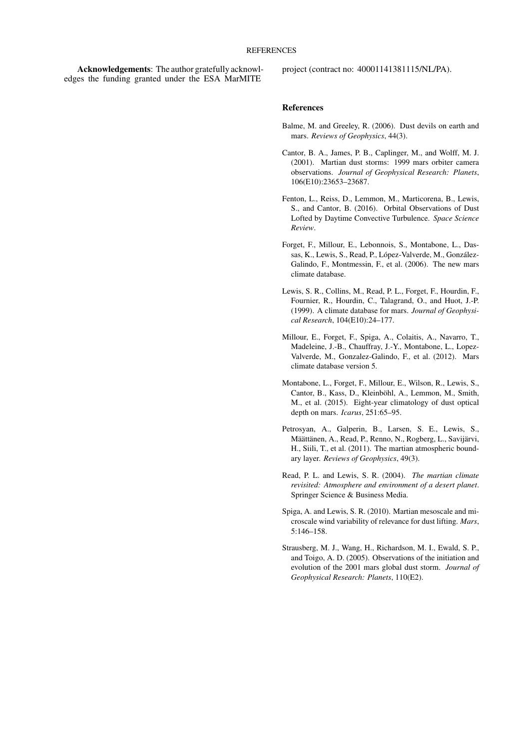**Acknowledgements**: The author gratefully acknowledges the funding granted under the ESA MarMITE project (contract no: 40001141381115/NL/PA).

## References

Balme, M. and Greeley, R. (2006). Dust devils on earth and mars. *Reviews of Geophysics*, 44(3).

Cantor, B. A., James, P. B., Caplinger, M., and Wolff, M. J. (2001). Martian dust storms: 1999 mars orbiter camera observations. *Journal of Geophysical Research: Planets*, 106(E10):23653–23687.

Fenton, L., Reiss, D., Lemmon, M., Marticorena, B., Lewis, S., and Cantor, B. (2016). Orbital Observations of Dust Lofted by Daytime Convective Turbulence. *Space Science Review*.

Forget, F., Millour, E., Lebonnois, S., Montabone, L., Dassas, K., Lewis, S., Read, P., López-Valverde, M., González-Galindo, F., Montmessin, F., et al. (2006). The new mars climate database.

Lewis, S. R., Collins, M., Read, P. L., Forget, F., Hourdin, F., Fournier, R., Hourdin, C., Talagrand, O., and Huot, J.-P. (1999). A climate database for mars. *Journal of Geophysical Research*, 104(E10):24–177.

Millour, E., Forget, F., Spiga, A., Colaitis, A., Navarro, T., Madeleine, J.-B., Chauffray, J.-Y., Montabone, L., Lopez-Valverde, M., Gonzalez-Galindo, F., et al. (2012). Mars climate database version 5.

Montabone, L., Forget, F., Millour, E., Wilson, R., Lewis, S., Cantor, B., Kass, D., Kleinböhl, A., Lemmon, M., Smith, M., et al. (2015). Eight-year climatology of dust optical depth on mars. *Icarus*, 251:65–95.

Petrosyan, A., Galperin, B., Larsen, S. E., Lewis, S., Määttänen, A., Read, P., Renno, N., Rogberg, L., Savijärvi, H., Siili, T., et al. (2011). The martian atmospheric boundary layer. *Reviews of Geophysics*, 49(3).

Read, P. L. and Lewis, S. R. (2004). *The martian climate revisited: Atmosphere and environment of a desert planet*. Springer Science & Business Media.

Spiga, A. and Lewis, S. R. (2010). Martian mesoscale and microscale wind variability of relevance for dust lifting. *Mars*, 5:146–158.

Strausberg, M. J., Wang, H., Richardson, M. I., Ewald, S. P., and Toigo, A. D. (2005). Observations of the initiation and evolution of the 2001 mars global dust storm. *Journal of Geophysical Research: Planets*, 110(E2).